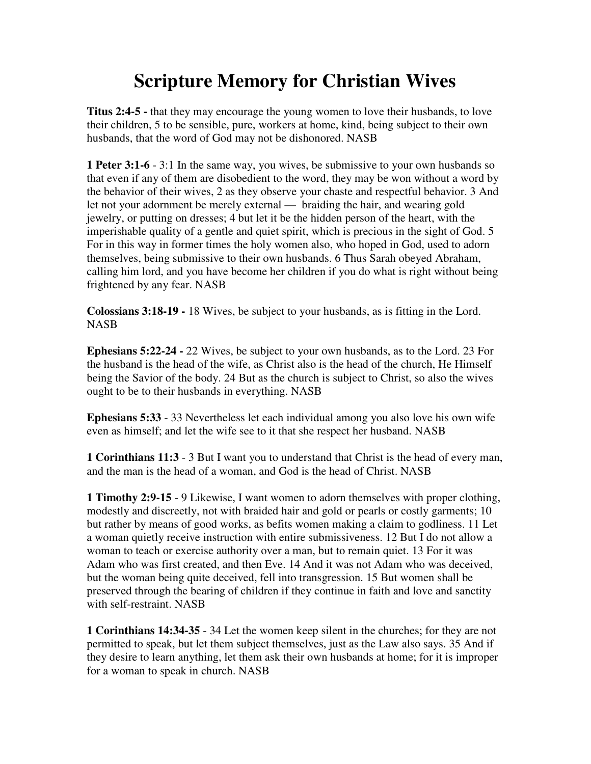# Scripture Memory for Christian Wives

**Titus 2:4-5 -** that they may encourage the young women to love their husbands, to love their children, 5 to be sensible, pure, workers at home, kind, being subject to their own husbands, that the word of God may not be dishonored. NASB

**1 Peter 3:1-6** - 3:1 In the same way, you wives, be submissive to your own husbands so that even if any of them are disobedient to the word, they may be won without a word by the behavior of their wives, 2 as they observe your chaste and respectful behavior. 3 And let not your adornment be merely external — braiding the hair, and wearing gold jewelry, or putting on dresses; 4 but let it be the hidden person of the heart, with the imperishable quality of a gentle and quiet spirit, which is precious in the sight of God. 5 For in this way in former times the holy women also, who hoped in God, used to adorn themselves, being submissive to their own husbands. 6 Thus Sarah obeyed Abraham, calling him lord, and you have become her children if you do what is right without being frightened by any fear. NASB

**Colossians 3:18-19 -** 18 Wives, be subject to your husbands, as is fitting in the Lord. NASB

**Ephesians 5:22-24 -** 22 Wives, be subject to your own husbands, as to the Lord. 23 For the husband is the head of the wife, as Christ also is the head of the church, He Himself being the Savior of the body. 24 But as the church is subject to Christ, so also the wives ought to be to their husbands in everything. NASB

**Ephesians 5:33** - 33 Nevertheless let each individual among you also love his own wife even as himself; and let the wife see to it that she respect her husband. NASB

**1 Corinthians 11:3** - 3 But I want you to understand that Christ is the head of every man, and the man is the head of a woman, and God is the head of Christ. NASB

**1 Timothy 2:9-15** - 9 Likewise, I want women to adorn themselves with proper clothing, modestly and discreetly, not with braided hair and gold or pearls or costly garments; 10 but rather by means of good works, as befits women making a claim to godliness. 11 Let a woman quietly receive instruction with entire submissiveness. 12 But I do not allow a woman to teach or exercise authority over a man, but to remain quiet. 13 For it was Adam who was first created, and then Eve. 14 And it was not Adam who was deceived, but the woman being quite deceived, fell into transgression. 15 But women shall be preserved through the bearing of children if they continue in faith and love and sanctity with self-restraint. NASB

**1 Corinthians 14:34-35** - 34 Let the women keep silent in the churches; for they are not permitted to speak, but let them subject themselves, just as the Law also says. 35 And if they desire to learn anything, let them ask their own husbands at home; for it is improper for a woman to speak in church. NASB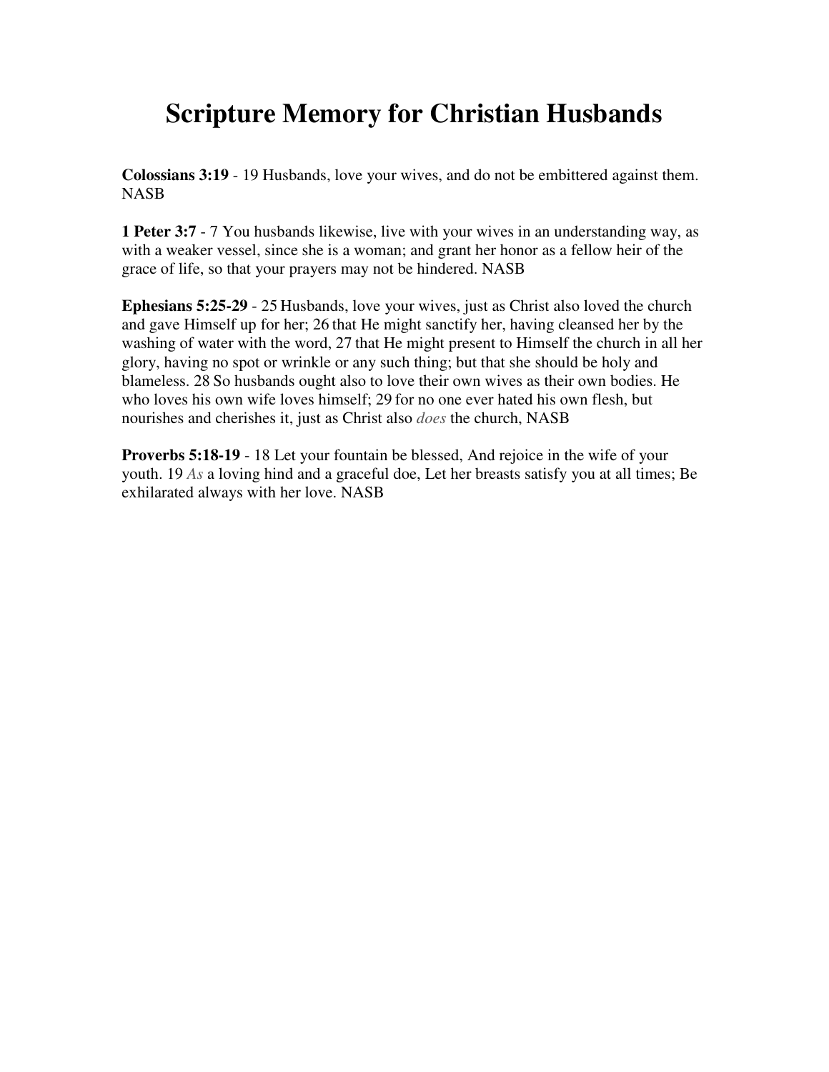# Scripture Memory for Christian Husbands

**Colossians 3:19** - 19 Husbands, love your wives, and do not be embittered against them. NASB

**1 Peter 3:7** - 7 You husbands likewise, live with your wives in an understanding way, as with a weaker vessel, since she is a woman; and grant her honor as a fellow heir of the grace of life, so that your prayers may not be hindered. NASB

**Ephesians 5:25-29** - 25 Husbands, love your wives, just as Christ also loved the church and gave Himself up for her; 26 that He might sanctify her, having cleansed her by the washing of water with the word, 27 that He might present to Himself the church in all her glory, having no spot or wrinkle or any such thing; but that she should be holy and blameless. 28 So husbands ought also to love their own wives as their own bodies. He who loves his own wife loves himself; 29 for no one ever hated his own flesh, but nourishes and cherishes it, just as Christ also *does* the church, NASB

**Proverbs 5:18-19** - 18 Let your fountain be blessed, And rejoice in the wife of your youth. 19 *As* a loving hind and a graceful doe, Let her breasts satisfy you at all times; Be exhilarated always with her love. NASB